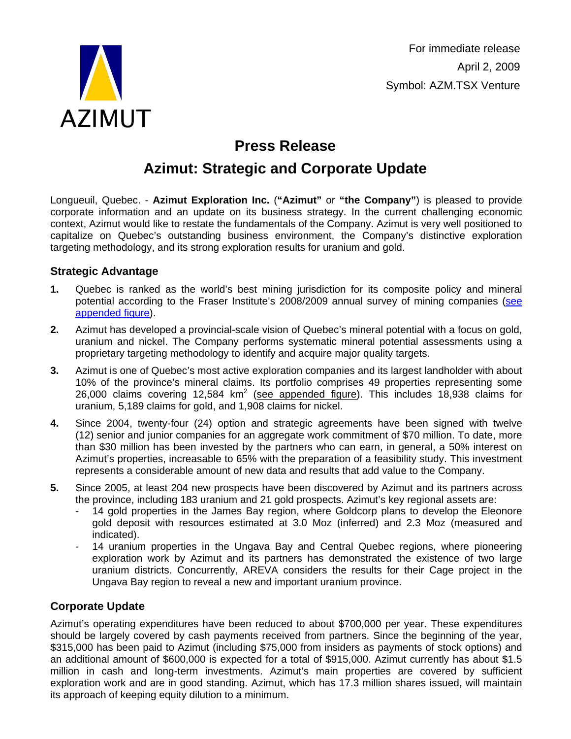AZIMUT

For immediate release
April 2, 2009
Symbol: AZM.TSX Venture

# Press Release

# Azimut: Strategic and Corporate Update

Longueuil, Quebec. - **Azimut Exploration Inc.** (**"Azimut"** or **"the Company"**) is pleased to provide corporate information and an update on its business strategy. In the current challenging economic context, Azimut would like to restate the fundamentals of the Company. Azimut is very well positioned to capitalize on Quebec's outstanding business environment, the Company's distinctive exploration targeting methodology, and its strong exploration results for uranium and gold.

## Strategic Advantage

**1.** Quebec is ranked as the world's best mining jurisdiction for its composite policy and mineral potential according to the Fraser Institute's 2008/2009 annual survey of mining companies (see appended figure).

**2.** Azimut has developed a provincial-scale vision of Quebec's mineral potential with a focus on gold, uranium and nickel. The Company performs systematic mineral potential assessments using a proprietary targeting methodology to identify and acquire major quality targets.

**3.** Azimut is one of Quebec's most active exploration companies and its largest landholder with about 10% of the province's mineral claims. Its portfolio comprises 49 properties representing some 26,000 claims covering 12,584 km$^2$ (see appended figure). This includes 18,938 claims for uranium, 5,189 claims for gold, and 1,908 claims for nickel.

**4.** Since 2004, twenty-four (24) option and strategic agreements have been signed with twelve (12) senior and junior companies for an aggregate work commitment of $70 million. To date, more than $30 million has been invested by the partners who can earn, in general, a 50% interest on Azimut's properties, increasable to 65% with the preparation of a feasibility study. This investment represents a considerable amount of new data and results that add value to the Company.

**5.** Since 2005, at least 204 new prospects have been discovered by Azimut and its partners across the province, including 183 uranium and 21 gold prospects. Azimut's key regional assets are:
- 14 gold properties in the James Bay region, where Goldcorp plans to develop the Eleonore gold deposit with resources estimated at 3.0 Moz (inferred) and 2.3 Moz (measured and indicated).
- 14 uranium properties in the Ungava Bay and Central Quebec regions, where pioneering exploration work by Azimut and its partners has demonstrated the existence of two large uranium districts. Concurrently, AREVA considers the results for their Cage project in the Ungava Bay region to reveal a new and important uranium province.

## Corporate Update

Azimut's operating expenditures have been reduced to about $700,000 per year. These expenditures should be largely covered by cash payments received from partners. Since the beginning of the year, $315,000 has been paid to Azimut (including $75,000 from insiders as payments of stock options) and an additional amount of $600,000 is expected for a total of $915,000. Azimut currently has about $1.5 million in cash and long-term investments. Azimut's main properties are covered by sufficient exploration work and are in good standing. Azimut, which has 17.3 million shares issued, will maintain its approach of keeping equity dilution to a minimum.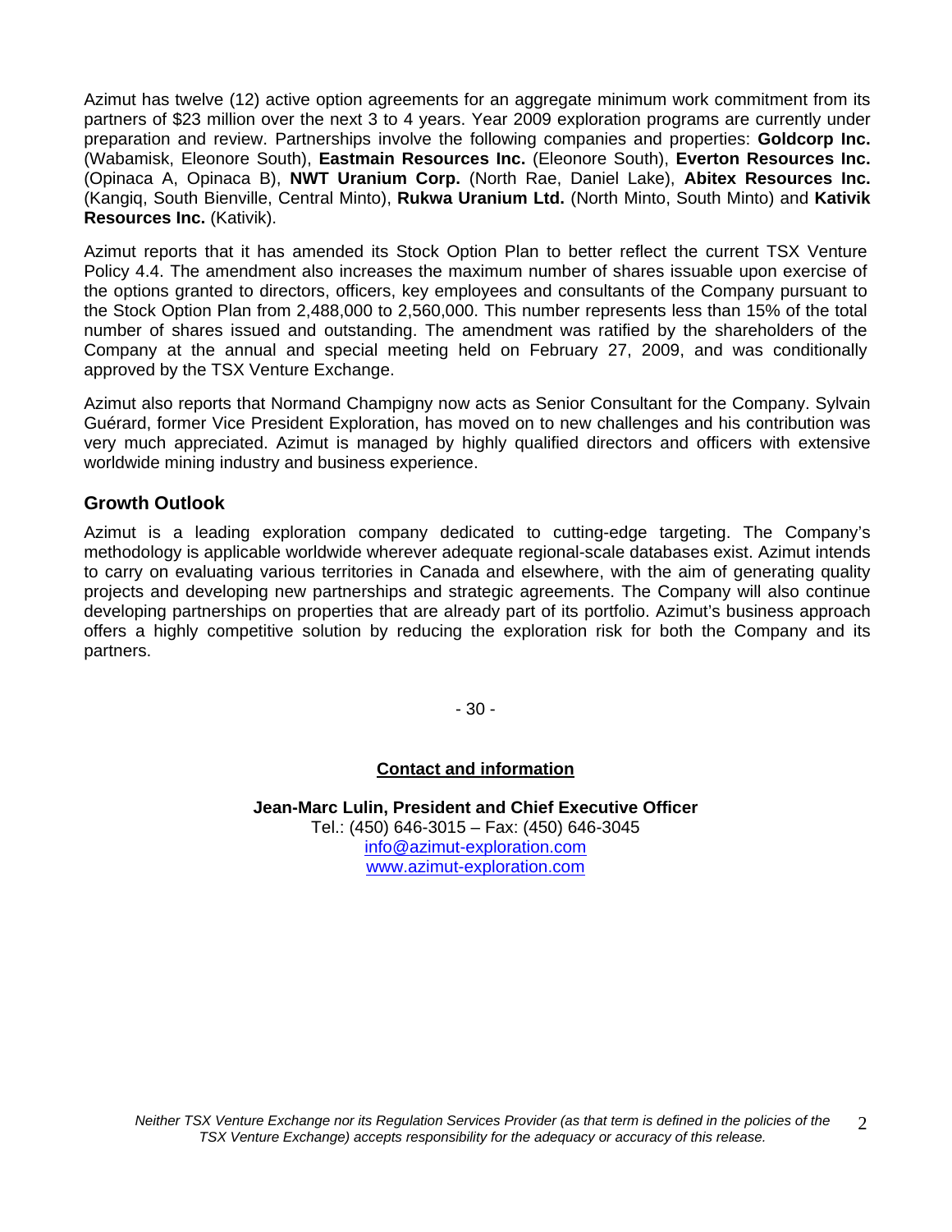Azimut has twelve (12) active option agreements for an aggregate minimum work commitment from its partners of $23 million over the next 3 to 4 years. Year 2009 exploration programs are currently under preparation and review. Partnerships involve the following companies and properties: **Goldcorp Inc.** (Wabamisk, Eleonore South), **Eastmain Resources Inc.** (Eleonore South), **Everton Resources Inc.** (Opinaca A, Opinaca B), **NWT Uranium Corp.** (North Rae, Daniel Lake), **Abitex Resources Inc.** (Kangiq, South Bienville, Central Minto), **Rukwa Uranium Ltd.** (North Minto, South Minto) and **Kativik Resources Inc.** (Kativik).

Azimut reports that it has amended its Stock Option Plan to better reflect the current TSX Venture Policy 4.4. The amendment also increases the maximum number of shares issuable upon exercise of the options granted to directors, officers, key employees and consultants of the Company pursuant to the Stock Option Plan from 2,488,000 to 2,560,000. This number represents less than 15% of the total number of shares issued and outstanding. The amendment was ratified by the shareholders of the Company at the annual and special meeting held on February 27, 2009, and was conditionally approved by the TSX Venture Exchange.

Azimut also reports that Normand Champigny now acts as Senior Consultant for the Company. Sylvain Guérard, former Vice President Exploration, has moved on to new challenges and his contribution was very much appreciated. Azimut is managed by highly qualified directors and officers with extensive worldwide mining industry and business experience.

## Growth Outlook

Azimut is a leading exploration company dedicated to cutting-edge targeting. The Company's methodology is applicable worldwide wherever adequate regional-scale databases exist. Azimut intends to carry on evaluating various territories in Canada and elsewhere, with the aim of generating quality projects and developing new partnerships and strategic agreements. The Company will also continue developing partnerships on properties that are already part of its portfolio. Azimut's business approach offers a highly competitive solution by reducing the exploration risk for both the Company and its partners.

- 30 -

**Contact and information**

**Jean-Marc Lulin, President and Chief Executive Officer**
Tel.: (450) 646-3015 – Fax: (450) 646-3045
info@azimut-exploration.com
www.azimut-exploration.com

*Neither TSX Venture Exchange nor its Regulation Services Provider (as that term is defined in the policies of the TSX Venture Exchange) accepts responsibility for the adequacy or accuracy of this release.*